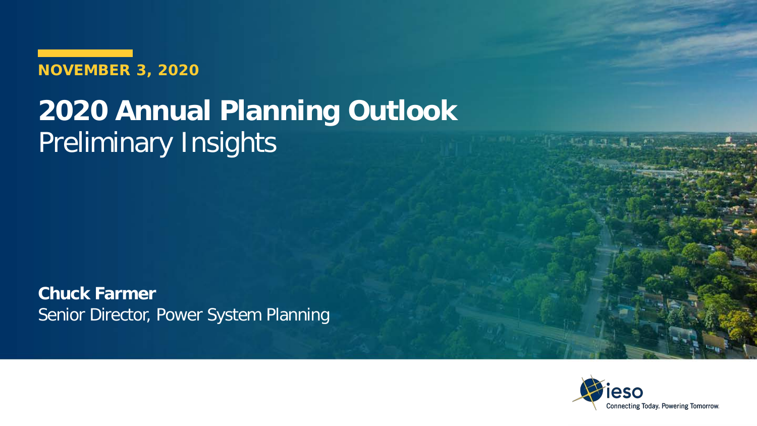NOVEMBER 3, 2020

# 2020 Annual Planning Outlook

Preliminary Insights

**Chuck Farmer**

Senior Director, Power System Planning

ieso

Connecting Today. Powering Tomorrow.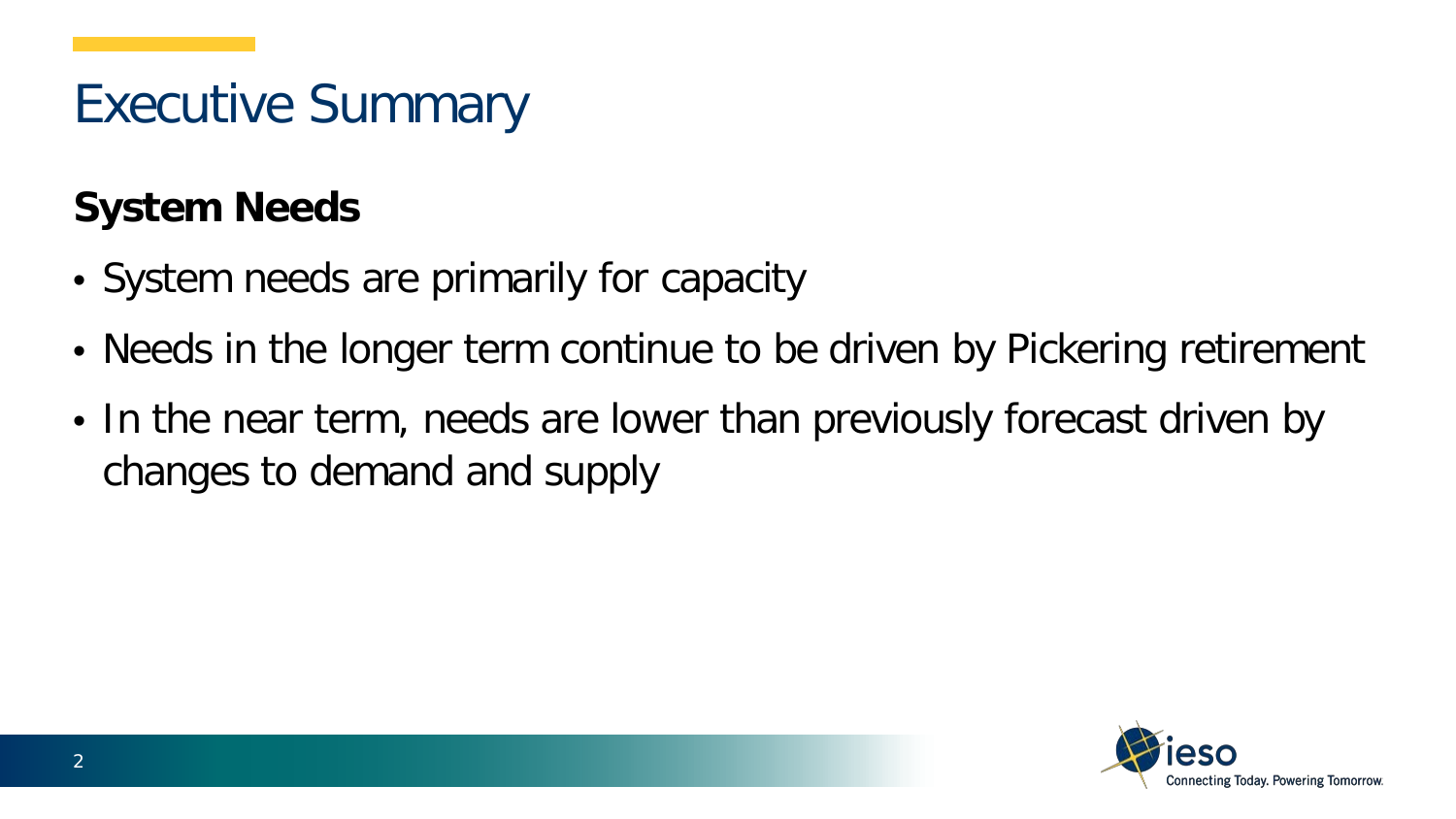# Executive Summary

## System Needs

- System needs are primarily for capacity
- Needs in the longer term continue to be driven by Pickering retirement
- In the near term, needs are lower than previously forecast driven by changes to demand and supply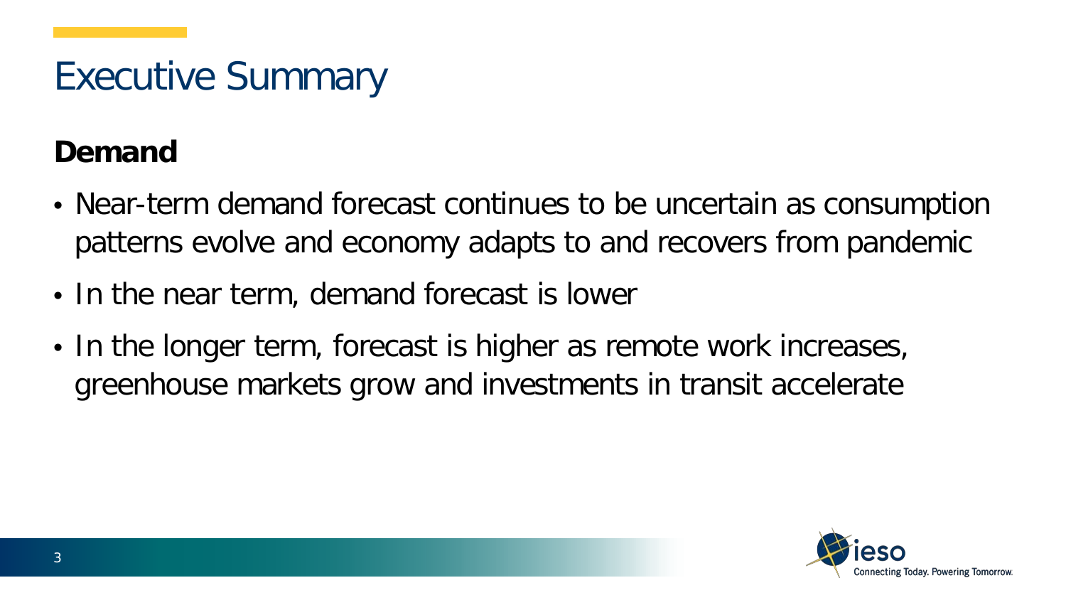# Executive Summary

## Demand

- Near-term demand forecast continues to be uncertain as consumption patterns evolve and economy adapts to and recovers from pandemic
- In the near term, demand forecast is lower
- In the longer term, forecast is higher as remote work increases, greenhouse markets grow and investments in transit accelerate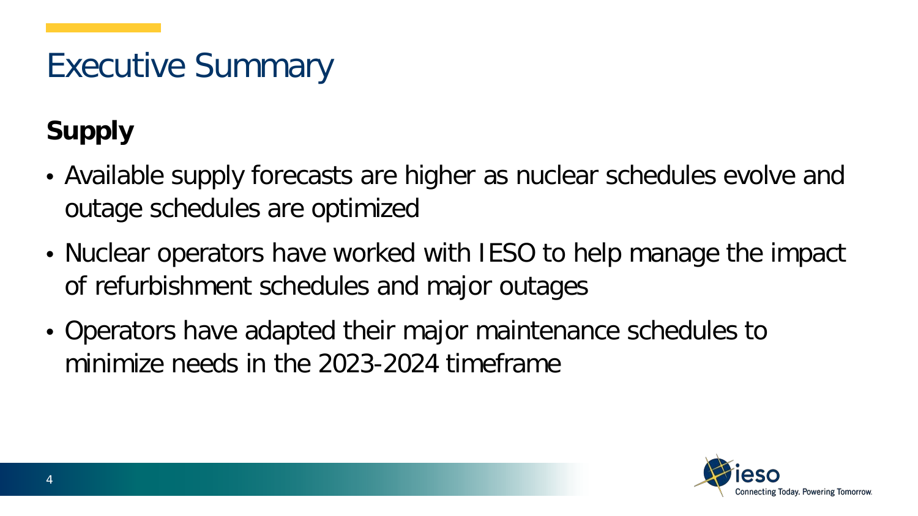# Executive Summary

## Supply

- Available supply forecasts are higher as nuclear schedules evolve and outage schedules are optimized
- Nuclear operators have worked with IESO to help manage the impact of refurbishment schedules and major outages
- Operators have adapted their major maintenance schedules to minimize needs in the 2023-2024 timeframe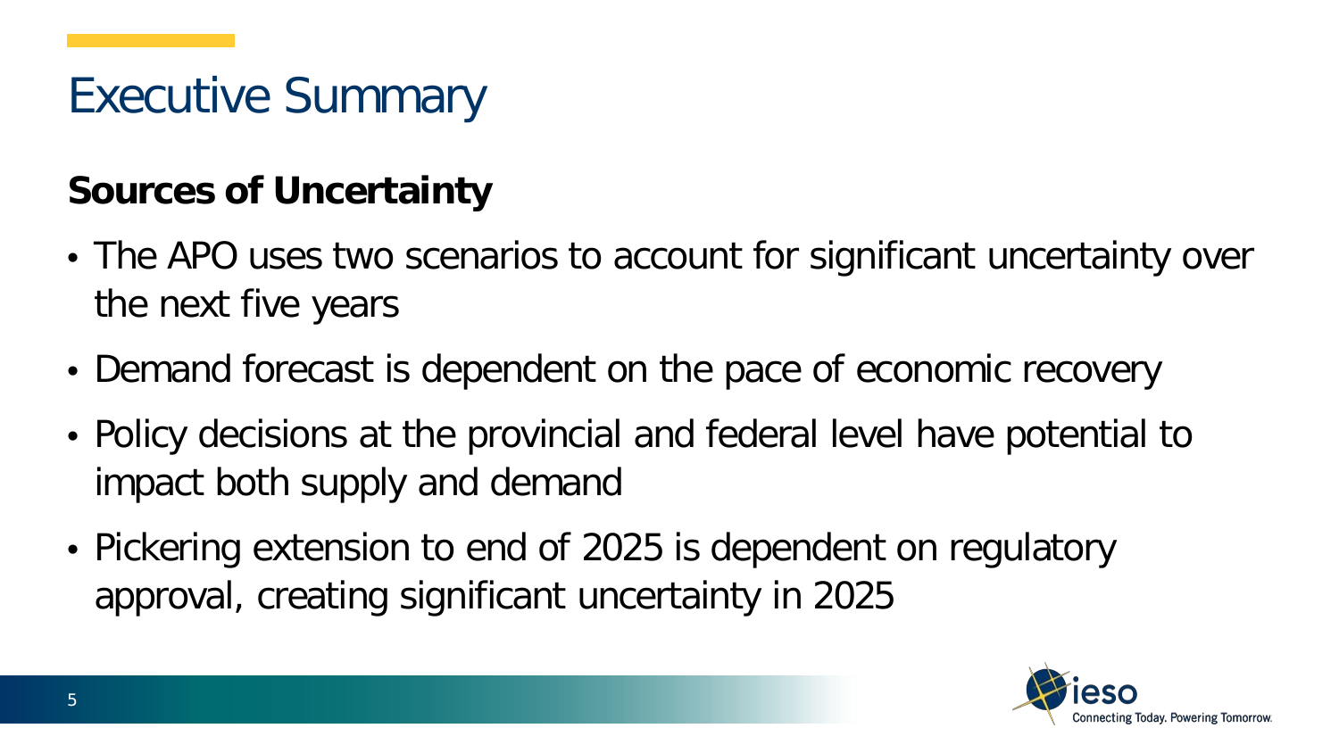# Executive Summary

## Sources of Uncertainty

- The APO uses two scenarios to account for significant uncertainty over the next five years
- Demand forecast is dependent on the pace of economic recovery
- Policy decisions at the provincial and federal level have potential to impact both supply and demand
- Pickering extension to end of 2025 is dependent on regulatory approval, creating significant uncertainty in 2025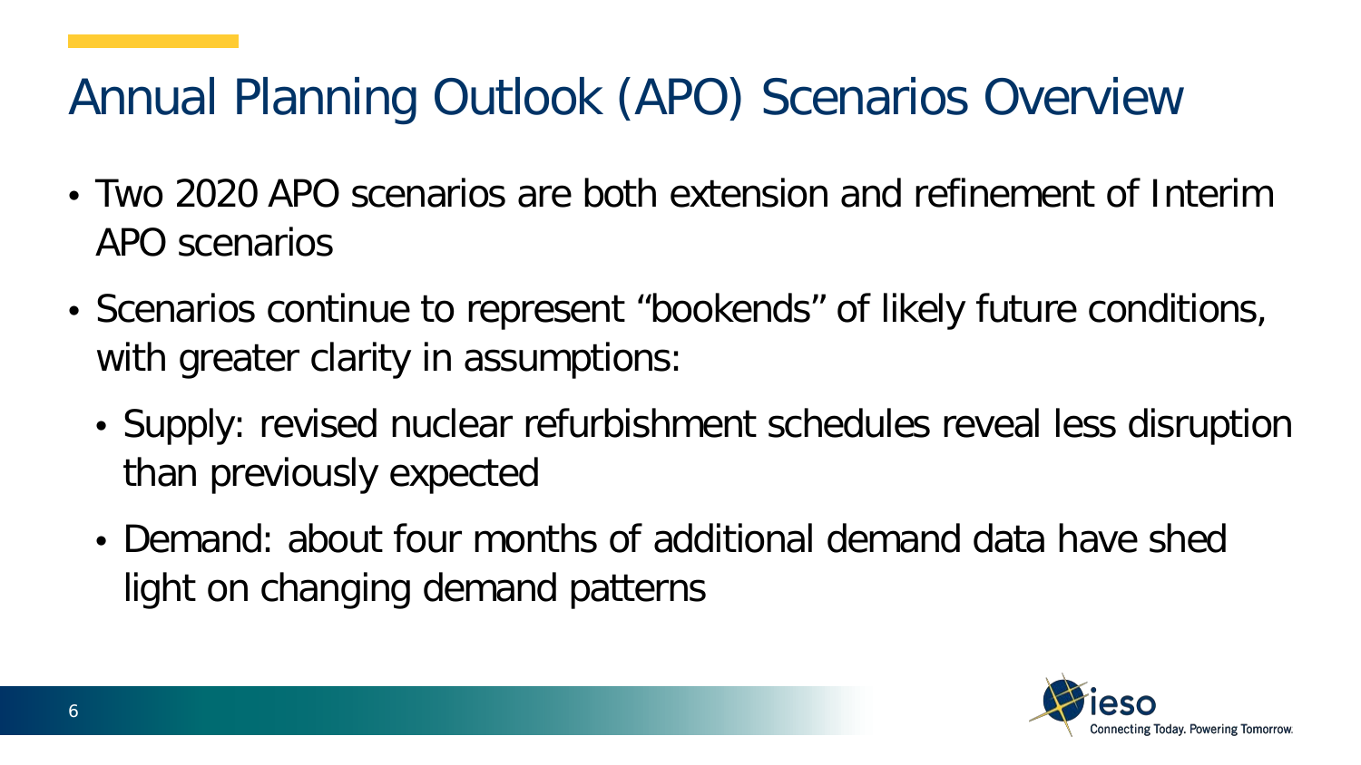# Annual Planning Outlook (APO) Scenarios Overview

- Two 2020 APO scenarios are both extension and refinement of Interim APO scenarios
- Scenarios continue to represent “bookends” of likely future conditions, with greater clarity in assumptions:
  - Supply: revised nuclear refurbishment schedules reveal less disruption than previously expected
  - Demand: about four months of additional demand data have shed light on changing demand patterns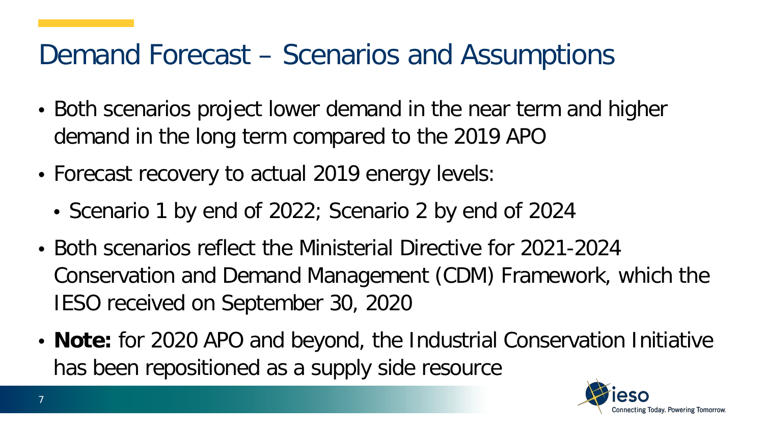# Demand Forecast – Scenarios and Assumptions

- Both scenarios project lower demand in the near term and higher demand in the long term compared to the 2019 APO
- Forecast recovery to actual 2019 energy levels:
  - Scenario 1 by end of 2022; Scenario 2 by end of 2024
- Both scenarios reflect the Ministerial Directive for 2021-2024 Conservation and Demand Management (CDM) Framework, which the IESO received on September 30, 2020
- **Note:** for 2020 APO and beyond, the Industrial Conservation Initiative has been repositioned as a supply side resource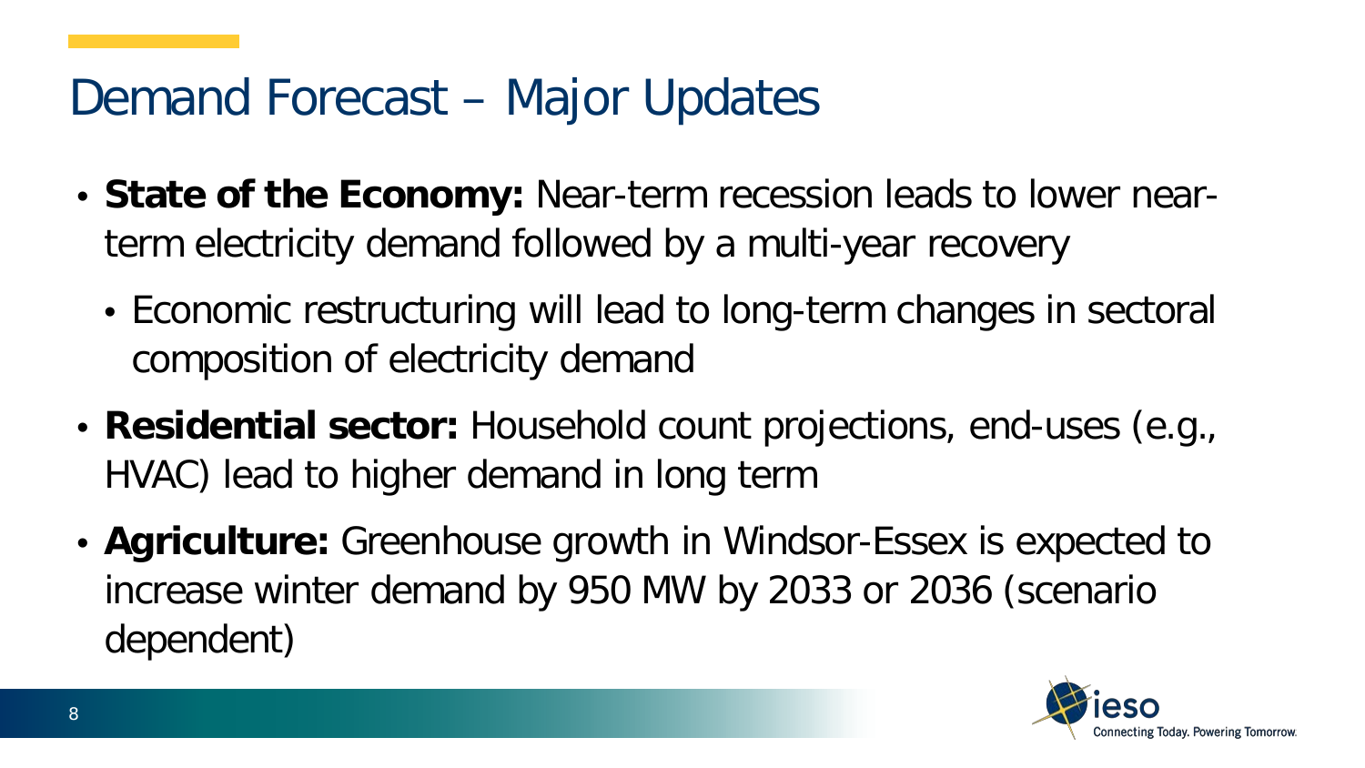# Demand Forecast – Major Updates

- **State of the Economy:** Near-term recession leads to lower near-term electricity demand followed by a multi-year recovery
  - Economic restructuring will lead to long-term changes in sectoral composition of electricity demand
- **Residential sector:** Household count projections, end-uses (e.g., HVAC) lead to higher demand in long term
- **Agriculture:** Greenhouse growth in Windsor-Essex is expected to increase winter demand by 950 MW by 2033 or 2036 (scenario dependent)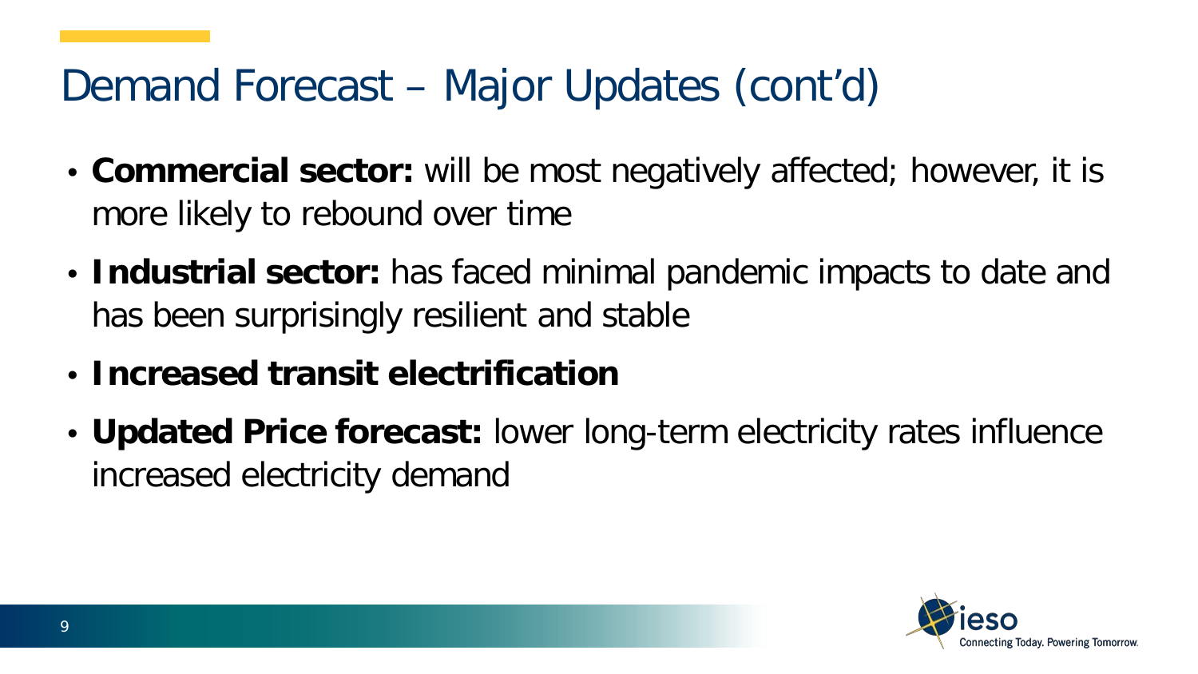# Demand Forecast – Major Updates (cont'd)

- **Commercial sector:** will be most negatively affected; however, it is more likely to rebound over time
- **Industrial sector:** has faced minimal pandemic impacts to date and has been surprisingly resilient and stable
- **Increased transit electrification**
- **Updated Price forecast:** lower long-term electricity rates influence increased electricity demand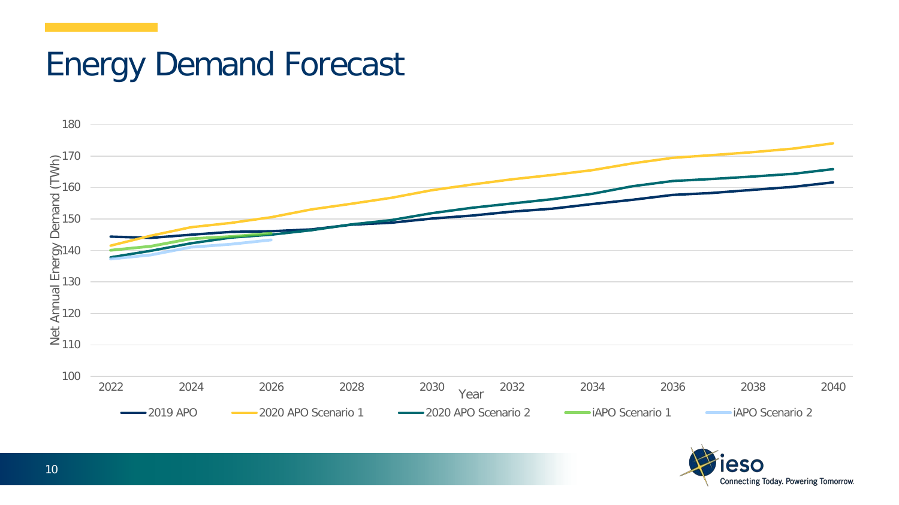# Energy Demand Forecast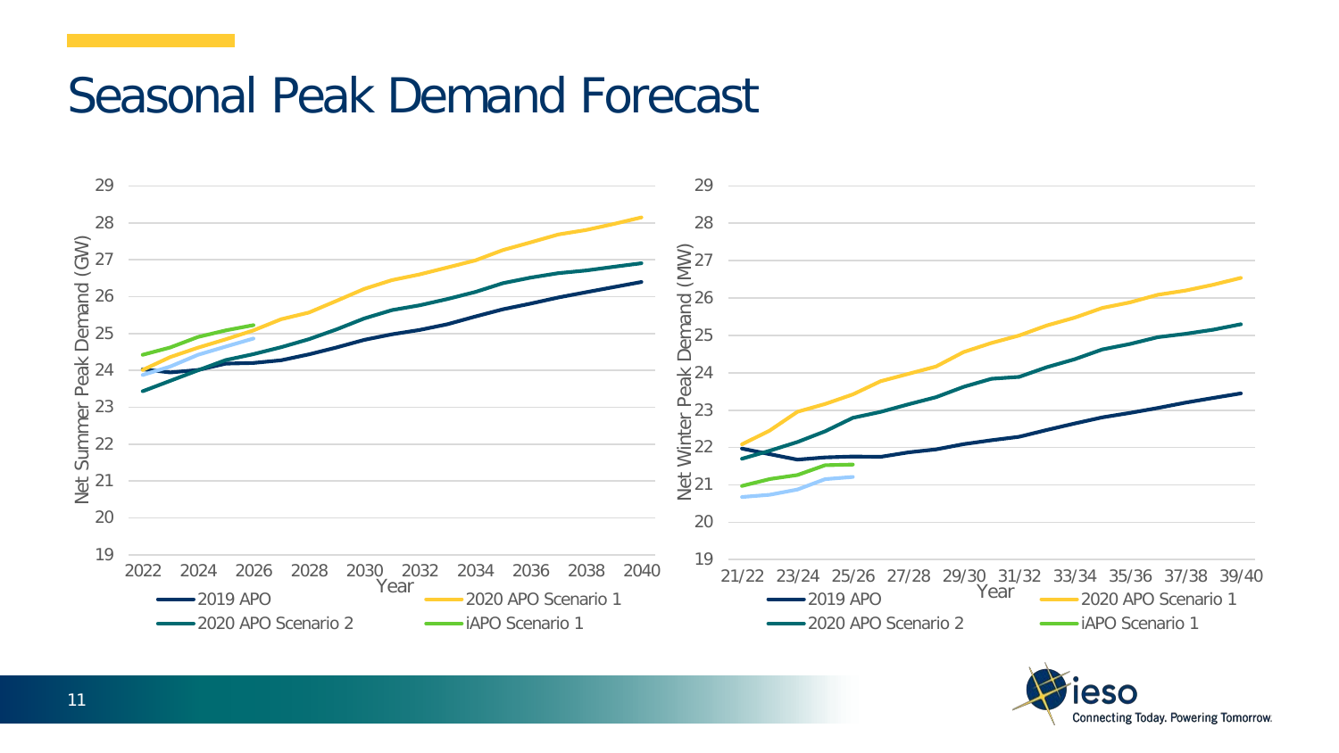# Seasonal Peak Demand Forecast

Net Summer Peak Demand (GW)

Year

2019 APO | 2020 APO Scenario 1 | 2020 APO Scenario 2 | iAPO Scenario 1

Net Winter Peak Demand (MW)

Year

2019 APO | 2020 APO Scenario 1 | 2020 APO Scenario 2 | iAPO Scenario 1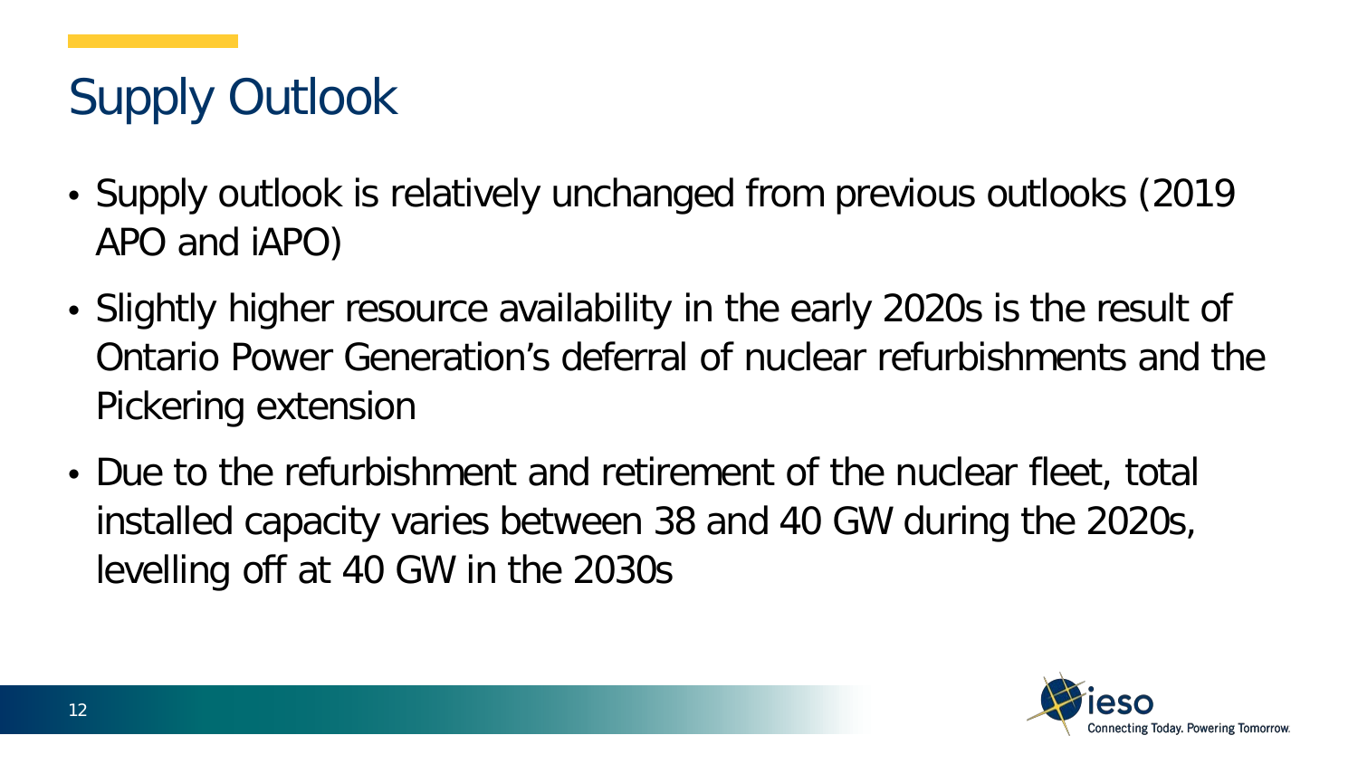# Supply Outlook

- Supply outlook is relatively unchanged from previous outlooks (2019 APO and iAPO)
- Slightly higher resource availability in the early 2020s is the result of Ontario Power Generation's deferral of nuclear refurbishments and the Pickering extension
- Due to the refurbishment and retirement of the nuclear fleet, total installed capacity varies between 38 and 40 GW during the 2020s, levelling off at 40 GW in the 2030s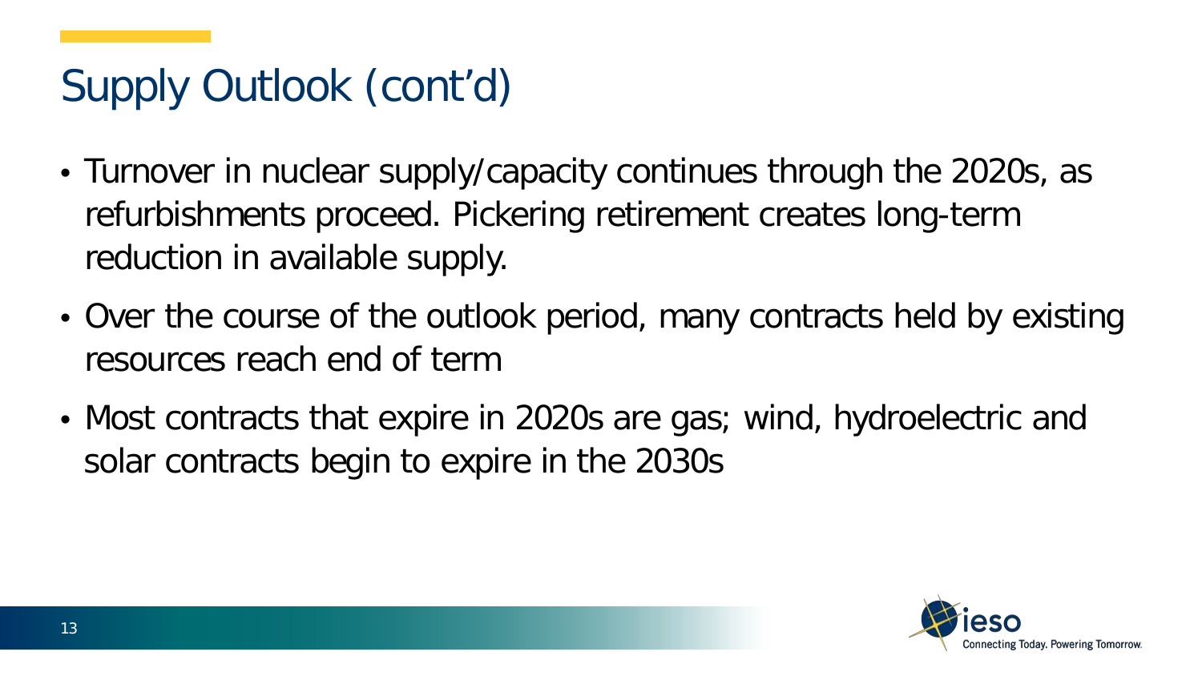# Supply Outlook (cont'd)

- Turnover in nuclear supply/capacity continues through the 2020s, as refurbishments proceed. Pickering retirement creates long-term reduction in available supply.
- Over the course of the outlook period, many contracts held by existing resources reach end of term
- Most contracts that expire in 2020s are gas; wind, hydroelectric and solar contracts begin to expire in the 2030s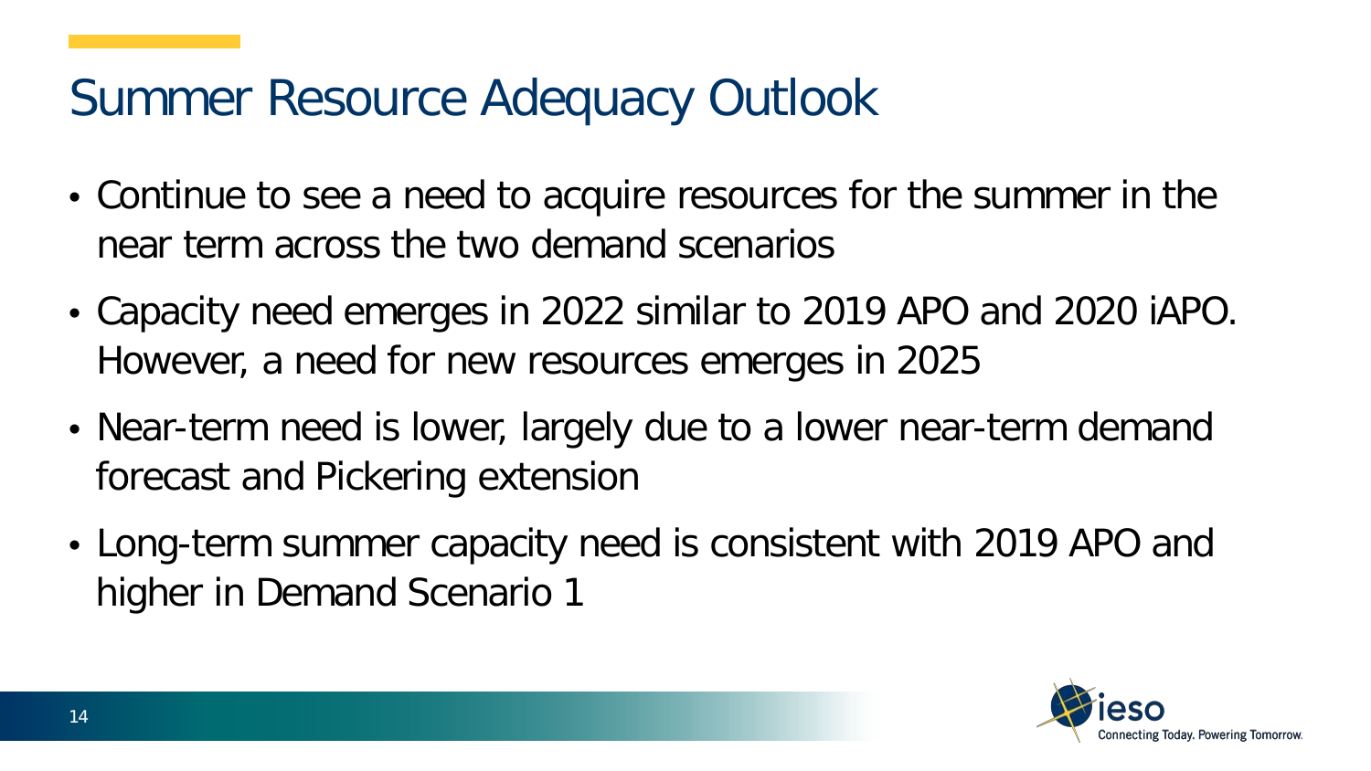# Summer Resource Adequacy Outlook

- Continue to see a need to acquire resources for the summer in the near term across the two demand scenarios
- Capacity need emerges in 2022 similar to 2019 APO and 2020 iAPO. However, a need for new resources emerges in 2025
- Near-term need is lower, largely due to a lower near-term demand forecast and Pickering extension
- Long-term summer capacity need is consistent with 2019 APO and higher in Demand Scenario 1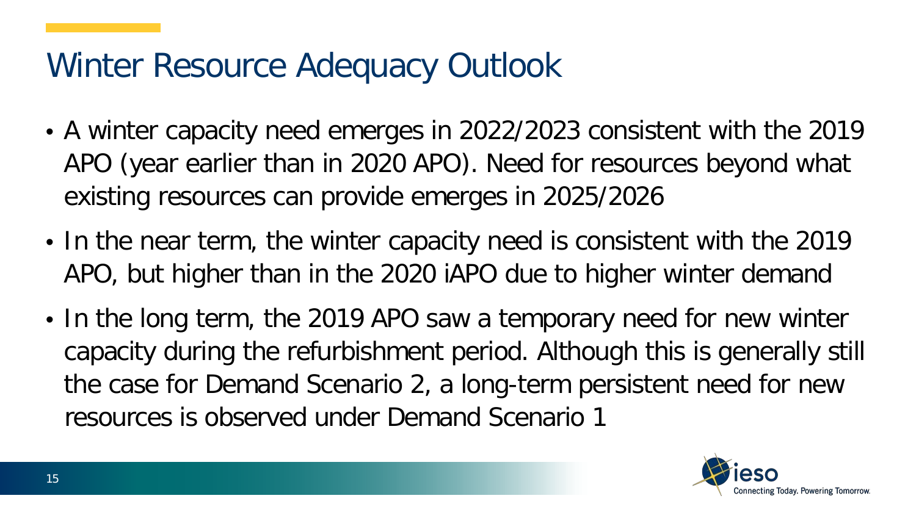# Winter Resource Adequacy Outlook

- A winter capacity need emerges in 2022/2023 consistent with the 2019 APO (year earlier than in 2020 APO). Need for resources beyond what existing resources can provide emerges in 2025/2026
- In the near term, the winter capacity need is consistent with the 2019 APO, but higher than in the 2020 iAPO due to higher winter demand
- In the long term, the 2019 APO saw a temporary need for new winter capacity during the refurbishment period. Although this is generally still the case for Demand Scenario 2, a long-term persistent need for new resources is observed under Demand Scenario 1